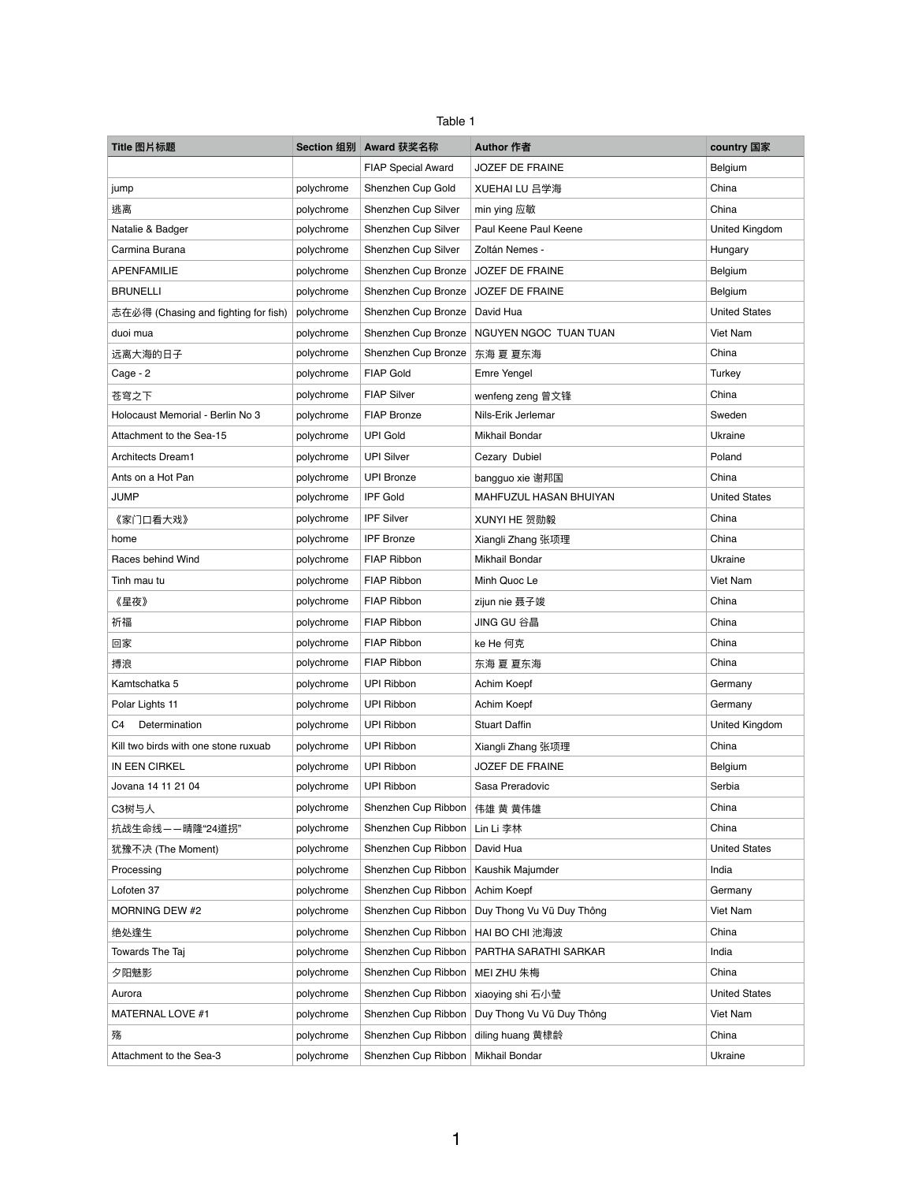Table 1

| Title 图片标题 | Section 组别 | Award 获奖名称 | Author 作者 | country 国家 |
|---|---|---|---|---|
| | | FIAP Special Award | JOZEF DE FRAINE | Belgium |
| jump | polychrome | Shenzhen Cup Gold | XUEHAI LU 吕学海 | China |
| 逃离 | polychrome | Shenzhen Cup Silver | min ying 应敏 | China |
| Natalie & Badger | polychrome | Shenzhen Cup Silver | Paul Keene Paul Keene | United Kingdom |
| Carmina Burana | polychrome | Shenzhen Cup Silver | Zoltán Nemes - | Hungary |
| APENFAMILIE | polychrome | Shenzhen Cup Bronze | JOZEF DE FRAINE | Belgium |
| BRUNELLI | polychrome | Shenzhen Cup Bronze | JOZEF DE FRAINE | Belgium |
| 志在必得 (Chasing and fighting for fish) | polychrome | Shenzhen Cup Bronze | David Hua | United States |
| duoi mua | polychrome | Shenzhen Cup Bronze | NGUYEN NGOC TUAN TUAN | Viet Nam |
| 远离大海的日子 | polychrome | Shenzhen Cup Bronze | 东海 夏 夏东海 | China |
| Cage - 2 | polychrome | FIAP Gold | Emre Yengel | Turkey |
| 苍穹之下 | polychrome | FIAP Silver | wenfeng zeng 曾文锋 | China |
| Holocaust Memorial - Berlin No 3 | polychrome | FIAP Bronze | Nils-Erik Jerlemar | Sweden |
| Attachment to the Sea-15 | polychrome | UPI Gold | Mikhail Bondar | Ukraine |
| Architects Dream1 | polychrome | UPI Silver | Cezary Dubiel | Poland |
| Ants on a Hot Pan | polychrome | UPI Bronze | bangguo xie 谢邦国 | China |
| JUMP | polychrome | IPF Gold | MAHFUZUL HASAN BHUIYAN | United States |
| 《家门口看大戏》 | polychrome | IPF Silver | XUNYI HE 贺勋毅 | China |
| home | polychrome | IPF Bronze | Xiangli Zhang 张项理 | China |
| Races behind Wind | polychrome | FIAP Ribbon | Mikhail Bondar | Ukraine |
| Tinh mau tu | polychrome | FIAP Ribbon | Minh Quoc Le | Viet Nam |
| 《星夜》 | polychrome | FIAP Ribbon | zijun nie 聂子竣 | China |
| 祈福 | polychrome | FIAP Ribbon | JING GU 谷晶 | China |
| 回家 | polychrome | FIAP Ribbon | ke He 何克 | China |
| 搏浪 | polychrome | FIAP Ribbon | 东海 夏 夏东海 | China |
| Kamtschatka 5 | polychrome | UPI Ribbon | Achim Koepf | Germany |
| Polar Lights 11 | polychrome | UPI Ribbon | Achim Koepf | Germany |
| C4 Determination | polychrome | UPI Ribbon | Stuart Daffin | United Kingdom |
| Kill two birds with one stone ruxuab | polychrome | UPI Ribbon | Xiangli Zhang 张项理 | China |
| IN EEN CIRKEL | polychrome | UPI Ribbon | JOZEF DE FRAINE | Belgium |
| Jovana 14 11 21 04 | polychrome | UPI Ribbon | Sasa Preradovic | Serbia |
| C3树与人 | polychrome | Shenzhen Cup Ribbon | 伟雄 黄 黄伟雄 | China |
| 抗战生命线——晴隆"24道拐" | polychrome | Shenzhen Cup Ribbon | Lin Li 李林 | China |
| 犹豫不决 (The Moment) | polychrome | Shenzhen Cup Ribbon | David Hua | United States |
| Processing | polychrome | Shenzhen Cup Ribbon | Kaushik Majumder | India |
| Lofoten 37 | polychrome | Shenzhen Cup Ribbon | Achim Koepf | Germany |
| MORNING DEW #2 | polychrome | Shenzhen Cup Ribbon | Duy Thong Vu Vũ Duy Thông | Viet Nam |
| 绝处逢生 | polychrome | Shenzhen Cup Ribbon | HAI BO CHI 池海波 | China |
| Towards The Taj | polychrome | Shenzhen Cup Ribbon | PARTHA SARATHI SARKAR | India |
| 夕阳魅影 | polychrome | Shenzhen Cup Ribbon | MEI ZHU 朱梅 | China |
| Aurora | polychrome | Shenzhen Cup Ribbon | xiaoying shi 石小莹 | United States |
| MATERNAL LOVE #1 | polychrome | Shenzhen Cup Ribbon | Duy Thong Vu Vũ Duy Thông | Viet Nam |
| 殇 | polychrome | Shenzhen Cup Ribbon | diling huang 黄棣龄 | China |
| Attachment to the Sea-3 | polychrome | Shenzhen Cup Ribbon | Mikhail Bondar | Ukraine |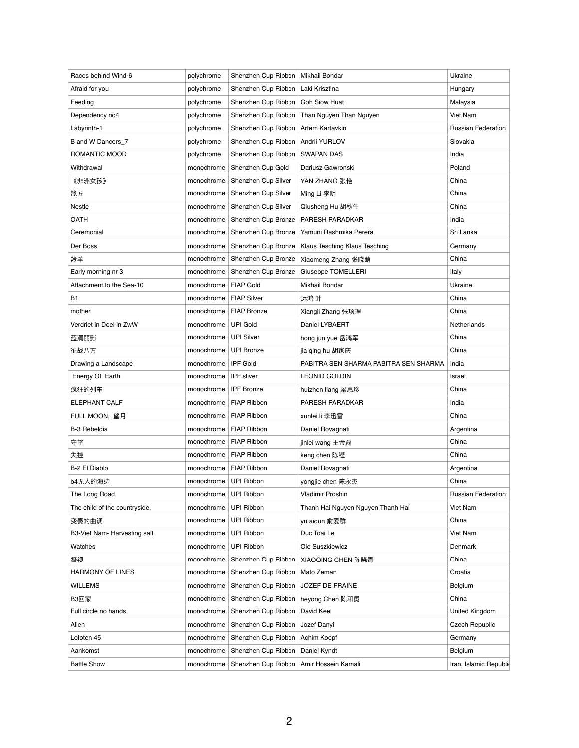| Races behind Wind-6 | polychrome | Shenzhen Cup Ribbon | Mikhail Bondar | Ukraine |
|---|---|---|---|---|
| Afraid for you | polychrome | Shenzhen Cup Ribbon | Laki Krisztina | Hungary |
| Feeding | polychrome | Shenzhen Cup Ribbon | Goh Siow Huat | Malaysia |
| Dependency no4 | polychrome | Shenzhen Cup Ribbon | Than Nguyen Than Nguyen | Viet Nam |
| Labyrinth-1 | polychrome | Shenzhen Cup Ribbon | Artem Kartavkin | Russian Federation |
| B and W Dancers_7 | polychrome | Shenzhen Cup Ribbon | Andrii YURLOV | Slovakia |
| ROMANTIC MOOD | polychrome | Shenzhen Cup Ribbon | SWAPAN DAS | India |
| Withdrawal | monochrome | Shenzhen Cup Gold | Dariusz Gawronski | Poland |
| 《非洲女孩》 | monochrome | Shenzhen Cup Silver | YAN ZHANG 张艳 | China |
| 篾匠 | monochrome | Shenzhen Cup Silver | Ming Li 李明 | China |
| Nestle | monochrome | Shenzhen Cup Silver | Qiusheng Hu 胡秋生 | China |
| OATH | monochrome | Shenzhen Cup Bronze | PARESH PARADKAR | India |
| Ceremonial | monochrome | Shenzhen Cup Bronze | Yamuni Rashmika Perera | Sri Lanka |
| Der Boss | monochrome | Shenzhen Cup Bronze | Klaus Tesching Klaus Tesching | Germany |
| 羚羊 | monochrome | Shenzhen Cup Bronze | Xiaomeng Zhang 张晓萌 | China |
| Early morning nr 3 | monochrome | Shenzhen Cup Bronze | Giuseppe TOMELLERI | Italy |
| Attachment to the Sea-10 | monochrome | FIAP Gold | Mikhail Bondar | Ukraine |
| B1 | monochrome | FIAP Silver | 远鸿 叶 | China |
| mother | monochrome | FIAP Bronze | Xiangli Zhang 张项理 | China |
| Verdriet in Doel in ZwW | monochrome | UPI Gold | Daniel LYBAERT | Netherlands |
| 蓝洞丽影 | monochrome | UPI Silver | hong jun yue 岳鸿军 | China |
| 征战八方 | monochrome | UPI Bronze | jia qing hu 胡家庆 | China |
| Drawing a Landscape | monochrome | IPF Gold | PABITRA SEN SHARMA PABITRA SEN SHARMA | India |
| Energy Of Earth | monochrome | IPF sliver | LEONID GOLDIN | Israel |
| 疯狂的列车 | monochrome | IPF Bronze | huizhen liang 梁惠珍 | China |
| ELEPHANT CALF | monochrome | FIAP Ribbon | PARESH PARADKAR | India |
| FULL MOON，望月 | monochrome | FIAP Ribbon | xunlei li 李迅雷 | China |
| B-3 Rebeldia | monochrome | FIAP Ribbon | Daniel Rovagnati | Argentina |
| 守望 | monochrome | FIAP Ribbon | jinlei wang 王金磊 | China |
| 失控 | monochrome | FIAP Ribbon | keng chen 陈铿 | China |
| B-2 El Diablo | monochrome | FIAP Ribbon | Daniel Rovagnati | Argentina |
| b4无人的海边 | monochrome | UPI Ribbon | yongjie chen 陈永杰 | China |
| The Long Road | monochrome | UPI Ribbon | Vladimir Proshin | Russian Federation |
| The child of the countryside. | monochrome | UPI Ribbon | Thanh Hai Nguyen Nguyen Thanh Hai | Viet Nam |
| 变奏的曲调 | monochrome | UPI Ribbon | yu aiqun 俞爱群 | China |
| B3-Viet Nam- Harvesting salt | monochrome | UPI Ribbon | Duc Toai Le | Viet Nam |
| Watches | monochrome | UPI Ribbon | Ole Suszkiewicz | Denmark |
| 凝视 | monochrome | Shenzhen Cup Ribbon | XIAOQING CHEN 陈晓青 | China |
| HARMONY OF LINES | monochrome | Shenzhen Cup Ribbon | Mato Zeman | Croatia |
| WILLEMS | monochrome | Shenzhen Cup Ribbon | JOZEF DE FRAINE | Belgium |
| B3回家 | monochrome | Shenzhen Cup Ribbon | heyong Chen 陈和勇 | China |
| Full circle no hands | monochrome | Shenzhen Cup Ribbon | David Keel | United Kingdom |
| Alien | monochrome | Shenzhen Cup Ribbon | Jozef Danyi | Czech Republic |
| Lofoten 45 | monochrome | Shenzhen Cup Ribbon | Achim Koepf | Germany |
| Aankomst | monochrome | Shenzhen Cup Ribbon | Daniel Kyndt | Belgium |
| Battle Show | monochrome | Shenzhen Cup Ribbon | Amir Hossein Kamali | Iran, Islamic Republic |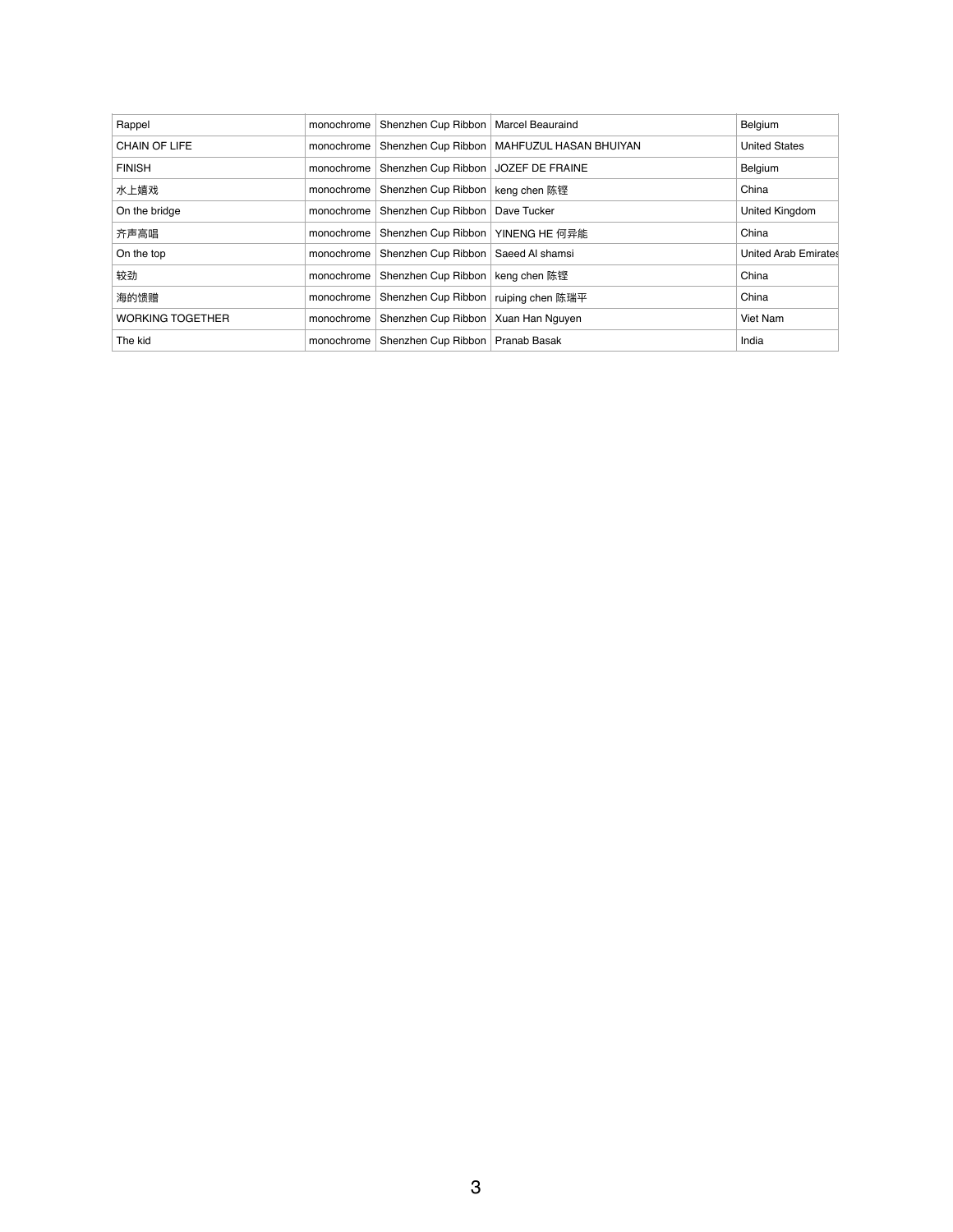| | | | | |
|---|---|---|---|---|
| Rappel | monochrome | Shenzhen Cup Ribbon | Marcel Beauraind | Belgium |
| CHAIN OF LIFE | monochrome | Shenzhen Cup Ribbon | MAHFUZUL HASAN BHUIYAN | United States |
| FINISH | monochrome | Shenzhen Cup Ribbon | JOZEF DE FRAINE | Belgium |
| 水上嬉戏 | monochrome | Shenzhen Cup Ribbon | keng chen 陈铿 | China |
| On the bridge | monochrome | Shenzhen Cup Ribbon | Dave Tucker | United Kingdom |
| 齐声高唱 | monochrome | Shenzhen Cup Ribbon | YINENG HE 何异能 | China |
| On the top | monochrome | Shenzhen Cup Ribbon | Saeed Al shamsi | United Arab Emirates |
| 较劲 | monochrome | Shenzhen Cup Ribbon | keng chen 陈铿 | China |
| 海的馈赠 | monochrome | Shenzhen Cup Ribbon | ruiping chen 陈瑞平 | China |
| WORKING TOGETHER | monochrome | Shenzhen Cup Ribbon | Xuan Han Nguyen | Viet Nam |
| The kid | monochrome | Shenzhen Cup Ribbon | Pranab Basak | India |